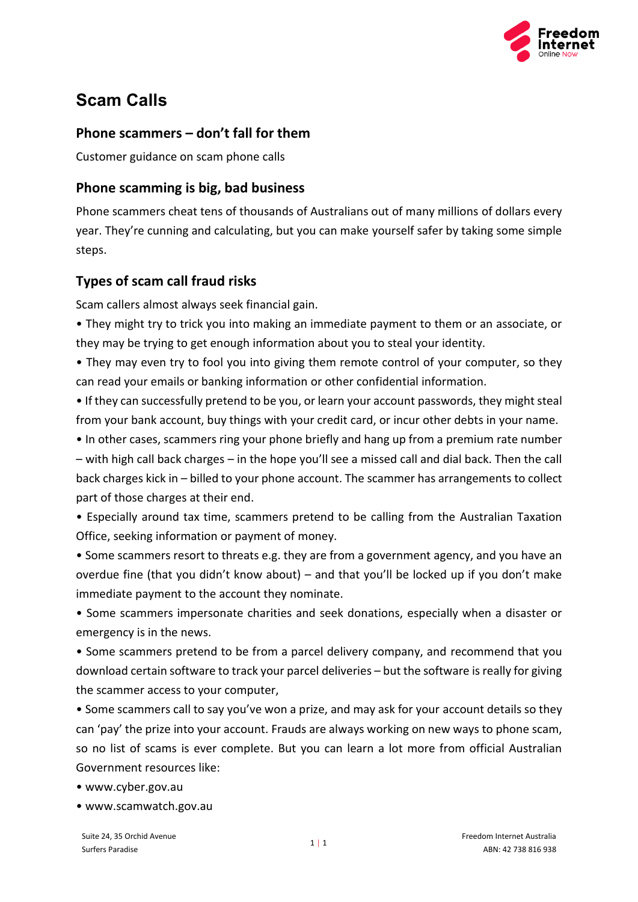# Scam Calls

## Phone scammers – don't fall for them

Customer guidance on scam phone calls

## Phone scamming is big, bad business

Phone scammers cheat tens of thousands of Australians out of many millions of dollars every year. They're cunning and calculating, but you can make yourself safer by taking some simple steps.

## Types of scam call fraud risks

Scam callers almost always seek financial gain.

- They might try to trick you into making an immediate payment to them or an associate, or they may be trying to get enough information about you to steal your identity.
- They may even try to fool you into giving them remote control of your computer, so they can read your emails or banking information or other confidential information.
- If they can successfully pretend to be you, or learn your account passwords, they might steal from your bank account, buy things with your credit card, or incur other debts in your name.
- In other cases, scammers ring your phone briefly and hang up from a premium rate number – with high call back charges – in the hope you'll see a missed call and dial back. Then the call back charges kick in – billed to your phone account. The scammer has arrangements to collect part of those charges at their end.
- Especially around tax time, scammers pretend to be calling from the Australian Taxation Office, seeking information or payment of money.
- Some scammers resort to threats e.g. they are from a government agency, and you have an overdue fine (that you didn't know about) – and that you'll be locked up if you don't make immediate payment to the account they nominate.
- Some scammers impersonate charities and seek donations, especially when a disaster or emergency is in the news.
- Some scammers pretend to be from a parcel delivery company, and recommend that you download certain software to track your parcel deliveries – but the software is really for giving the scammer access to your computer,
- Some scammers call to say you've won a prize, and may ask for your account details so they can 'pay' the prize into your account. Frauds are always working on new ways to phone scam, so no list of scams is ever complete. But you can learn a lot more from official Australian Government resources like:
- www.cyber.gov.au
- www.scamwatch.gov.au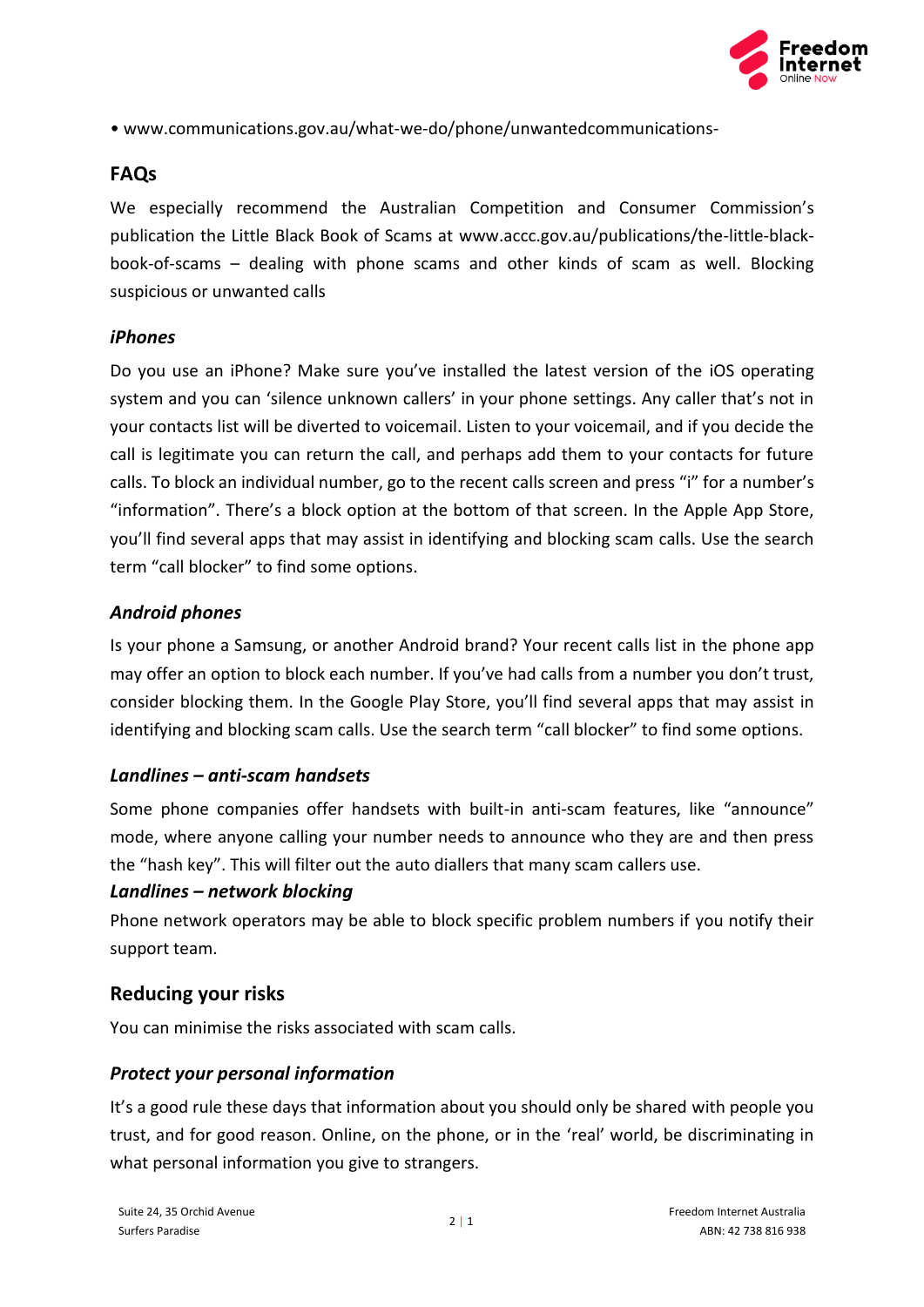• www.communications.gov.au/what-we-do/phone/unwantedcommunications-

## FAQs

We especially recommend the Australian Competition and Consumer Commission's publication the Little Black Book of Scams at www.accc.gov.au/publications/the-little-black-book-of-scams – dealing with phone scams and other kinds of scam as well. Blocking suspicious or unwanted calls

### *iPhones*

Do you use an iPhone? Make sure you've installed the latest version of the iOS operating system and you can 'silence unknown callers' in your phone settings. Any caller that's not in your contacts list will be diverted to voicemail. Listen to your voicemail, and if you decide the call is legitimate you can return the call, and perhaps add them to your contacts for future calls. To block an individual number, go to the recent calls screen and press "i" for a number's "information". There's a block option at the bottom of that screen. In the Apple App Store, you'll find several apps that may assist in identifying and blocking scam calls. Use the search term "call blocker" to find some options.

### *Android phones*

Is your phone a Samsung, or another Android brand? Your recent calls list in the phone app may offer an option to block each number. If you've had calls from a number you don't trust, consider blocking them. In the Google Play Store, you'll find several apps that may assist in identifying and blocking scam calls. Use the search term "call blocker" to find some options.

### *Landlines – anti-scam handsets*

Some phone companies offer handsets with built-in anti-scam features, like "announce" mode, where anyone calling your number needs to announce who they are and then press the "hash key". This will filter out the auto diallers that many scam callers use.

### *Landlines – network blocking*

Phone network operators may be able to block specific problem numbers if you notify their support team.

## Reducing your risks

You can minimise the risks associated with scam calls.

### *Protect your personal information*

It's a good rule these days that information about you should only be shared with people you trust, and for good reason. Online, on the phone, or in the 'real' world, be discriminating in what personal information you give to strangers.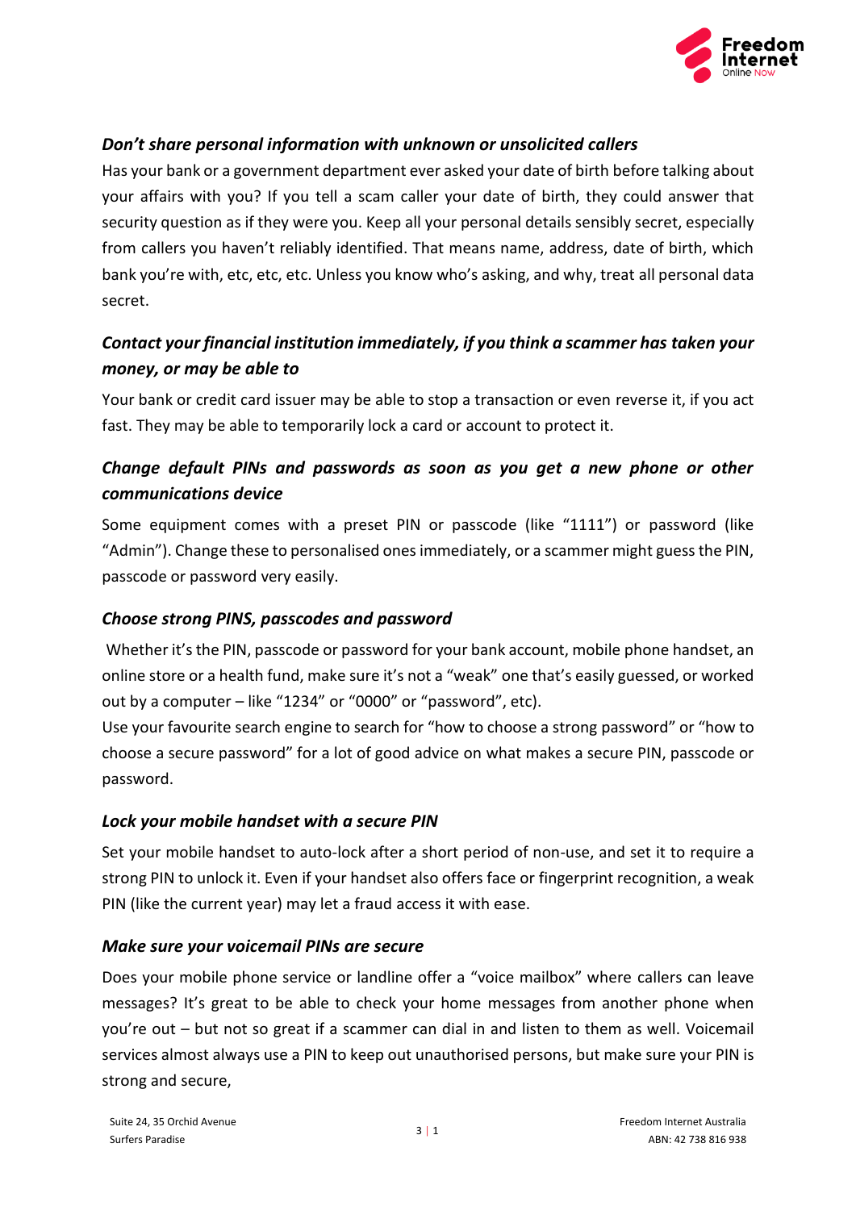### *Don't share personal information with unknown or unsolicited callers*

Has your bank or a government department ever asked your date of birth before talking about your affairs with you? If you tell a scam caller your date of birth, they could answer that security question as if they were you. Keep all your personal details sensibly secret, especially from callers you haven't reliably identified. That means name, address, date of birth, which bank you're with, etc, etc, etc. Unless you know who's asking, and why, treat all personal data secret.

### *Contact your financial institution immediately, if you think a scammer has taken your money, or may be able to*

Your bank or credit card issuer may be able to stop a transaction or even reverse it, if you act fast. They may be able to temporarily lock a card or account to protect it.

### *Change default PINs and passwords as soon as you get a new phone or other communications device*

Some equipment comes with a preset PIN or passcode (like "1111") or password (like "Admin"). Change these to personalised ones immediately, or a scammer might guess the PIN, passcode or password very easily.

### *Choose strong PINS, passcodes and password*

Whether it's the PIN, passcode or password for your bank account, mobile phone handset, an online store or a health fund, make sure it's not a "weak" one that's easily guessed, or worked out by a computer – like "1234" or "0000" or "password", etc).

Use your favourite search engine to search for "how to choose a strong password" or "how to choose a secure password" for a lot of good advice on what makes a secure PIN, passcode or password.

### *Lock your mobile handset with a secure PIN*

Set your mobile handset to auto-lock after a short period of non-use, and set it to require a strong PIN to unlock it. Even if your handset also offers face or fingerprint recognition, a weak PIN (like the current year) may let a fraud access it with ease.

### *Make sure your voicemail PINs are secure*

Does your mobile phone service or landline offer a "voice mailbox" where callers can leave messages? It's great to be able to check your home messages from another phone when you're out – but not so great if a scammer can dial in and listen to them as well. Voicemail services almost always use a PIN to keep out unauthorised persons, but make sure your PIN is strong and secure,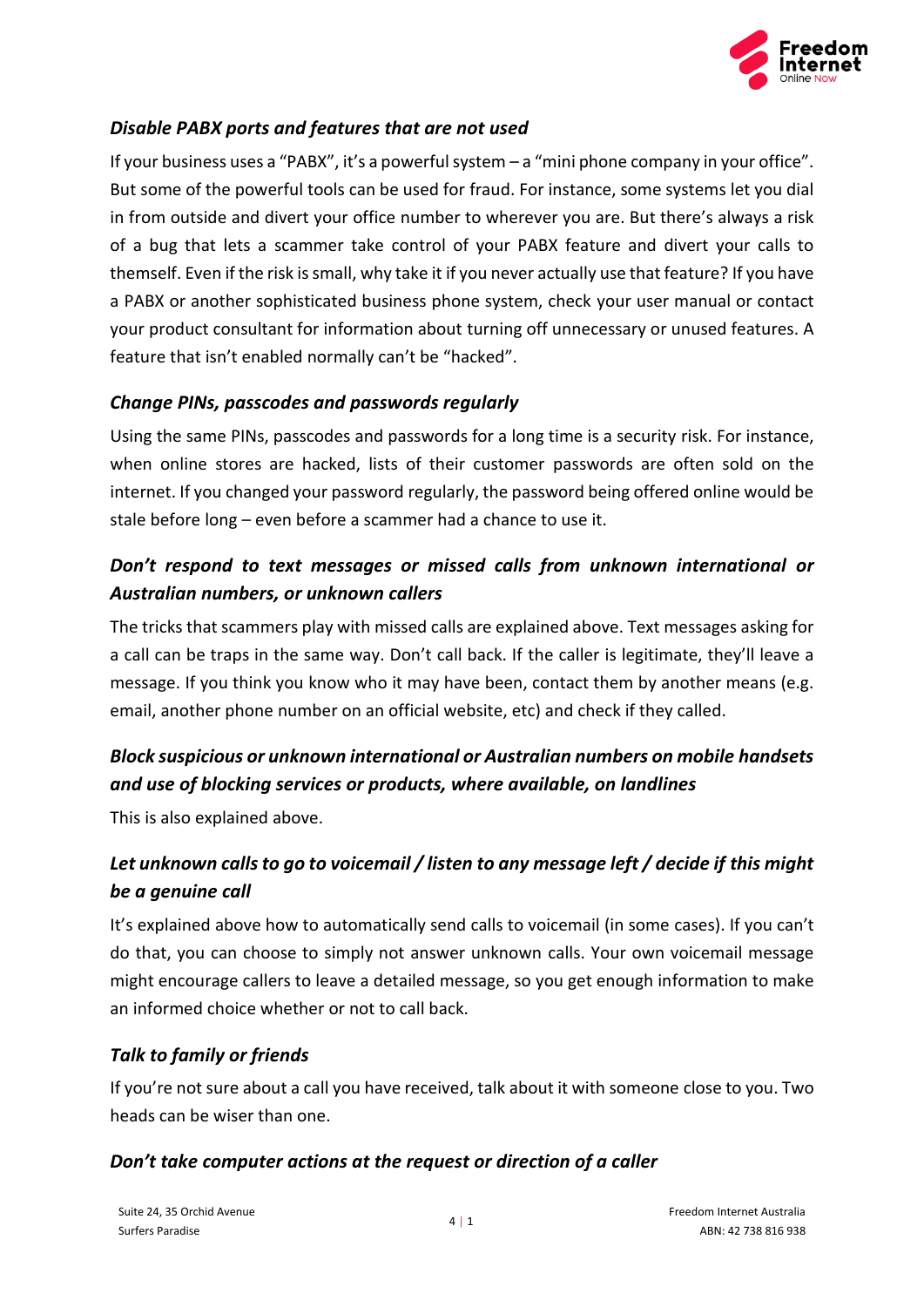### *Disable PABX ports and features that are not used*

If your business uses a "PABX", it's a powerful system – a "mini phone company in your office". But some of the powerful tools can be used for fraud. For instance, some systems let you dial in from outside and divert your office number to wherever you are. But there's always a risk of a bug that lets a scammer take control of your PABX feature and divert your calls to themself. Even if the risk is small, why take it if you never actually use that feature? If you have a PABX or another sophisticated business phone system, check your user manual or contact your product consultant for information about turning off unnecessary or unused features. A feature that isn't enabled normally can't be "hacked".

### *Change PINs, passcodes and passwords regularly*

Using the same PINs, passcodes and passwords for a long time is a security risk. For instance, when online stores are hacked, lists of their customer passwords are often sold on the internet. If you changed your password regularly, the password being offered online would be stale before long – even before a scammer had a chance to use it.

### *Don't respond to text messages or missed calls from unknown international or Australian numbers, or unknown callers*

The tricks that scammers play with missed calls are explained above. Text messages asking for a call can be traps in the same way. Don't call back. If the caller is legitimate, they'll leave a message. If you think you know who it may have been, contact them by another means (e.g. email, another phone number on an official website, etc) and check if they called.

### *Block suspicious or unknown international or Australian numbers on mobile handsets and use of blocking services or products, where available, on landlines*

This is also explained above.

### *Let unknown calls to go to voicemail / listen to any message left / decide if this might be a genuine call*

It's explained above how to automatically send calls to voicemail (in some cases). If you can't do that, you can choose to simply not answer unknown calls. Your own voicemail message might encourage callers to leave a detailed message, so you get enough information to make an informed choice whether or not to call back.

### *Talk to family or friends*

If you're not sure about a call you have received, talk about it with someone close to you. Two heads can be wiser than one.

### *Don't take computer actions at the request or direction of a caller*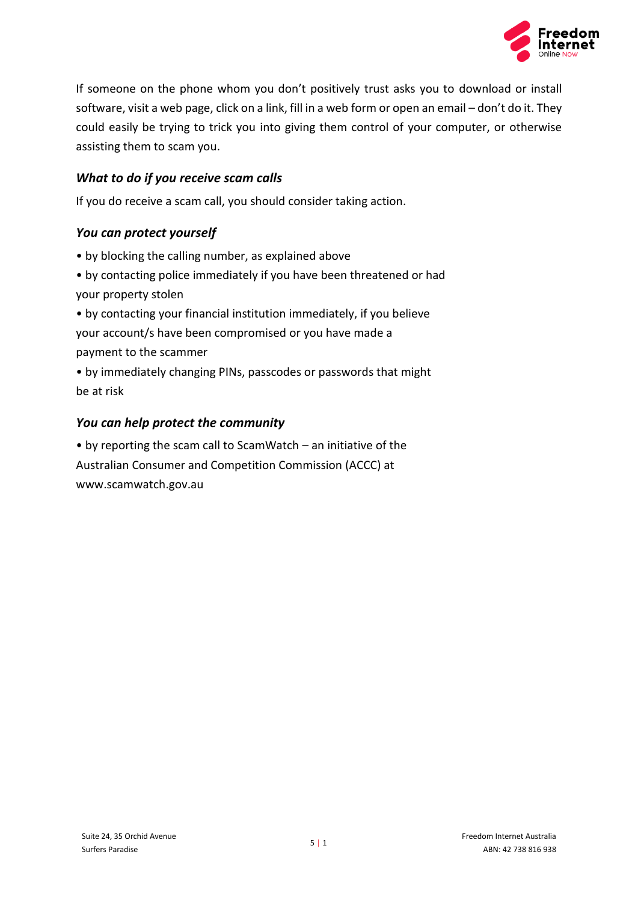If someone on the phone whom you don't positively trust asks you to download or install software, visit a web page, click on a link, fill in a web form or open an email – don't do it. They could easily be trying to trick you into giving them control of your computer, or otherwise assisting them to scam you.

### *What to do if you receive scam calls*

If you do receive a scam call, you should consider taking action.

### *You can protect yourself*

- by blocking the calling number, as explained above
- by contacting police immediately if you have been threatened or had your property stolen
- by contacting your financial institution immediately, if you believe your account/s have been compromised or you have made a payment to the scammer
- by immediately changing PINs, passcodes or passwords that might be at risk

### *You can help protect the community*

- by reporting the scam call to ScamWatch – an initiative of the Australian Consumer and Competition Commission (ACCC) at www.scamwatch.gov.au